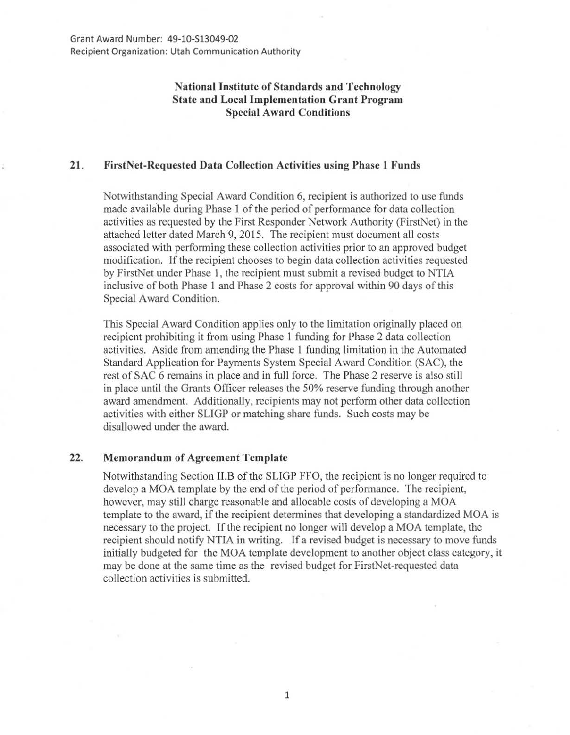Grant Award Number: 49-10-S13049-02
Recipient Organization: Utah Communication Authority

**National Institute of Standards and Technology**
**State and Local Implementation Grant Program**
**Special Award Conditions**

## 21. FirstNet-Requested Data Collection Activities using Phase 1 Funds

Notwithstanding Special Award Condition 6, recipient is authorized to use funds made available during Phase 1 of the period of performance for data collection activities as requested by the First Responder Network Authority (FirstNet) in the attached letter dated March 9, 2015. The recipient must document all costs associated with performing these collection activities prior to an approved budget modification. If the recipient chooses to begin data collection activities requested by FirstNet under Phase 1, the recipient must submit a revised budget to NTIA inclusive of both Phase 1 and Phase 2 costs for approval within 90 days of this Special Award Condition.

This Special Award Condition applies only to the limitation originally placed on recipient prohibiting it from using Phase 1 funding for Phase 2 data collection activities. Aside from amending the Phase 1 funding limitation in the Automated Standard Application for Payments System Special Award Condition (SAC), the rest of SAC 6 remains in place and in full force. The Phase 2 reserve is also still in place until the Grants Officer releases the 50% reserve funding through another award amendment. Additionally, recipients may not perform other data collection activities with either SLIGP or matching share funds. Such costs may be disallowed under the award.

## 22. Memorandum of Agreement Template

Notwithstanding Section II.B of the SLIGP FFO, the recipient is no longer required to develop a MOA template by the end of the period of performance. The recipient, however, may still charge reasonable and allocable costs of developing a MOA template to the award, if the recipient determines that developing a standardized MOA is necessary to the project. If the recipient no longer will develop a MOA template, the recipient should notify NTIA in writing. If a revised budget is necessary to move funds initially budgeted for the MOA template development to another object class category, it may be done at the same time as the revised budget for FirstNet-requested data collection activities is submitted.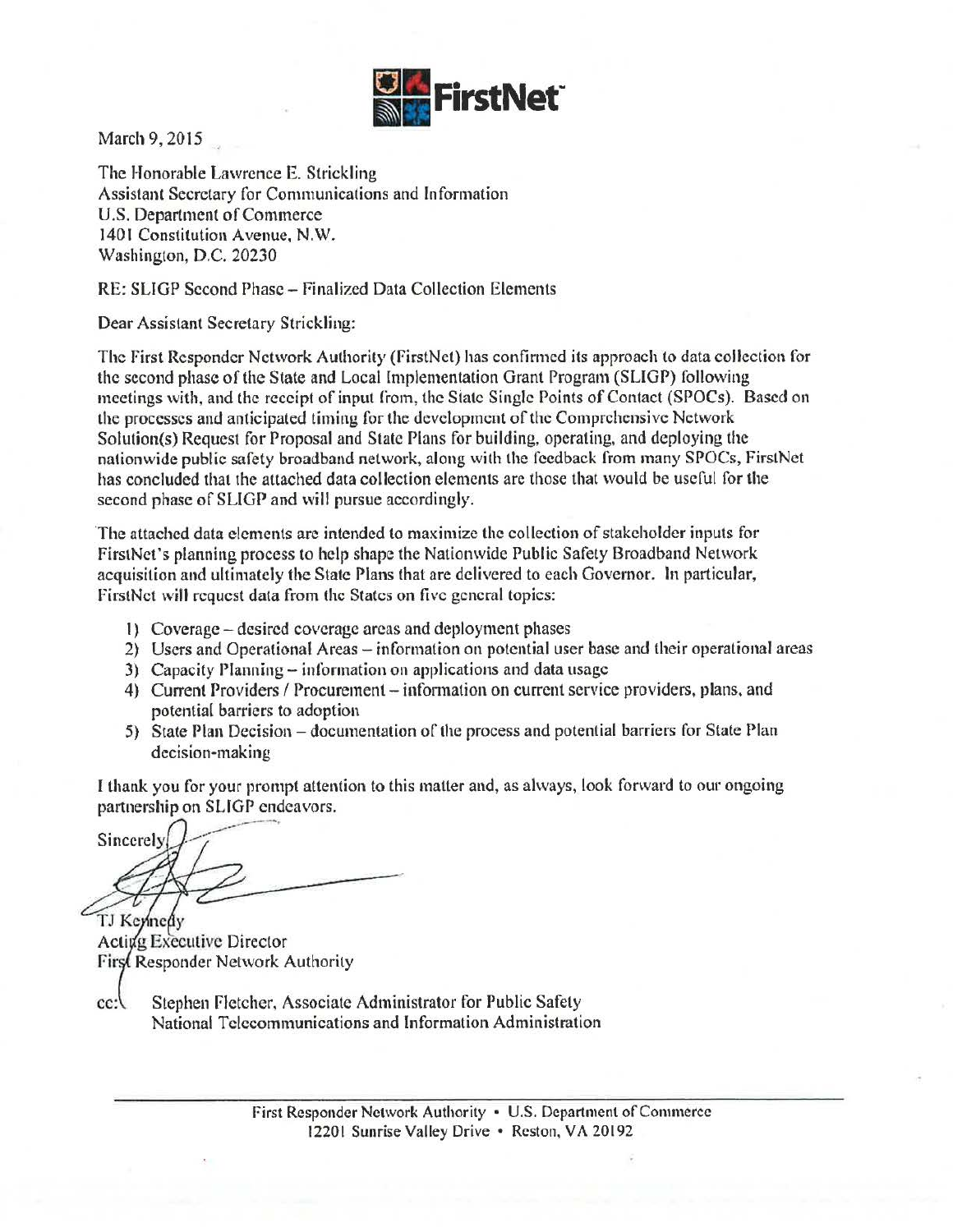March 9, 2015

The Honorable Lawrence E. Strickling
Assistant Secretary for Communications and Information
U.S. Department of Commerce
1401 Constitution Avenue, N.W.
Washington, D.C. 20230

RE: SLIGP Second Phase – Finalized Data Collection Elements

Dear Assistant Secretary Strickling:

The First Responder Network Authority (FirstNet) has confirmed its approach to data collection for the second phase of the State and Local Implementation Grant Program (SLIGP) following meetings with, and the receipt of input from, the State Single Points of Contact (SPOCs). Based on the processes and anticipated timing for the development of the Comprehensive Network Solution(s) Request for Proposal and State Plans for building, operating, and deploying the nationwide public safety broadband network, along with the feedback from many SPOCs, FirstNet has concluded that the attached data collection elements are those that would be useful for the second phase of SLIGP and will pursue accordingly.

The attached data elements are intended to maximize the collection of stakeholder inputs for FirstNet's planning process to help shape the Nationwide Public Safety Broadband Network acquisition and ultimately the State Plans that are delivered to each Governor. In particular, FirstNet will request data from the States on five general topics:

1) Coverage – desired coverage areas and deployment phases
2) Users and Operational Areas – information on potential user base and their operational areas
3) Capacity Planning – information on applications and data usage
4) Current Providers / Procurement – information on current service providers, plans, and potential barriers to adoption
5) State Plan Decision – documentation of the process and potential barriers for State Plan decision-making

I thank you for your prompt attention to this matter and, as always, look forward to our ongoing partnership on SLIGP endeavors.

Sincerely,

TJ Kennedy
Acting Executive Director
First Responder Network Authority

cc: Stephen Fletcher, Associate Administrator for Public Safety
National Telecommunications and Information Administration

First Responder Network Authority • U.S. Department of Commerce
12201 Sunrise Valley Drive • Reston, VA 20192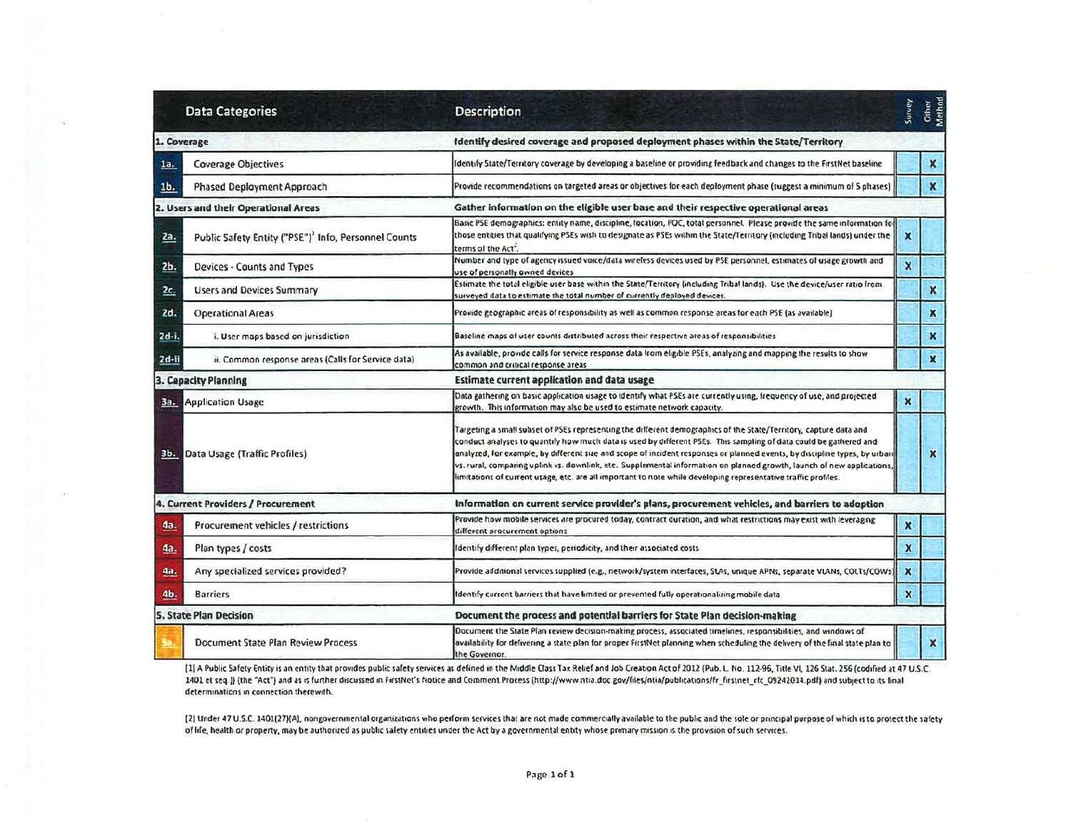| | Data Categories | Description | Survey | Other Method |
|---|---|---|---|---|
| **1. Coverage** | | **Identify desired coverage and proposed deployment phases within the State/Territory** | | |
| 1a. | Coverage Objectives | Identify State/Territory coverage by developing a baseline or providing feedback and changes to the FirstNet baseline | | X |
| 1b. | Phased Deployment Approach | Provide recommendations on targeted areas or objectives for each deployment phase (suggest a minimum of 5 phases) | | X |
| **2. Users and their Operational Areas** | | **Gather information on the eligible user base and their respective operational areas** | | |
| 2a. | Public Safety Entity ("PSE")[2] Info, Personnel Counts | Basic PSE demographics: entity name, discipline, location, POC, total personnel. Please provide the same information for those entities that qualifying PSEs wish to designate as PSEs within the State/Territory (including Tribal lands) under the terms of the Act[1]. | X | |
| 2b. | Devices - Counts and Types | Number and type of agency issued voice/data wireless devices used by PSE personnel, estimates of usage growth and use of personally owned devices | X | |
| 2c. | Users and Devices Summary | Estimate the total eligible user base within the State/Territory (including Tribal lands). Use the device/user ratio from surveyed data to estimate the total number of currently deployed devices. | | X |
| 2d. | Operational Areas | Provide geographic areas of responsibility as well as common response areas for each PSE (as available) | | X |
| 2d-i. | i. User maps based on jurisdiction | Baseline maps of user counts distributed across their respective areas of responsibilities | | X |
| 2d-ii | ii. Common response areas (Calls for Service data) | As available, provide calls for service response data from eligible PSEs, analyzing and mapping the results to show common and critical response areas | | X |
| **3. Capacity Planning** | | **Estimate current application and data usage** | | |
| 3a. | Application Usage | Data gathering on basic application usage to identify what PSEs are currently using, frequency of use, and projected growth. This information may also be used to estimate network capacity. | X | |
| 3b. | Data Usage (Traffic Profiles) | Targeting a small subset of PSEs representing the different demographics of the State/Territory, capture data and conduct analyses to quantify how much data is used by different PSEs. This sampling of data could be gathered and analyzed, for example, by different size and scope of incident responses or planned events, by discipline types, by urban vs. rural, comparing uplink vs. downlink, etc. Supplemental information on planned growth, launch of new applications, limitations of current usage, etc. are all important to note while developing representative traffic profiles. | | X |
| **4. Current Providers / Procurement** | | **Information on current service provider's plans, procurement vehicles, and barriers to adoption** | | |
| 4a. | Procurement vehicles / restrictions | Provide how mobile services are procured today, contract duration, and what restrictions may exist with leveraging different procurement options | X | |
| 4a. | Plan types / costs | Identify different plan types, periodicity, and their associated costs | X | |
| 4a. | Any specialized services provided? | Provide additional services supplied (e.g., network/system interfaces, SLAs, unique APNs, separate VLANs, COLTs/COWs) | X | |
| 4b. | Barriers | Identify current barriers that have limited or prevented fully operationalizing mobile data | X | |
| **5. State Plan Decision** | | **Document the process and potential barriers for State Plan decision-making** | | |
| 5a. | Document State Plan Review Process | Document the State Plan review decision-making process, associated timelines, responsibilities, and windows of availability for delivering a state plan for proper FirstNet planning when scheduling the delivery of the final state plan to the Governor. | | X |

[1] A Public Safety Entity is an entity that provides public safety services as defined in the Middle Class Tax Relief and Job Creation Act of 2012 (Pub. L. No. 112-96, Title VI, 126 Stat. 256 (codified at 47 U.S.C. 1401 et seq.)) (the "Act") and as is further discussed in FirstNet's Notice and Comment Process (http://www.ntia.doc.gov/files/ntia/publications/fr_firstnet_rfc_09242014.pdf) and subject to its final determinations in connection therewith.

[2] Under 47 U.S.C. 1401(27)(A), nongovernmental organizations who perform services that are not made commercially available to the public and the sole or principal purpose of which is to protect the safety of life, health or property, may be authorized as public safety entities under the Act by a governmental entity whose primary mission is the provision of such services.